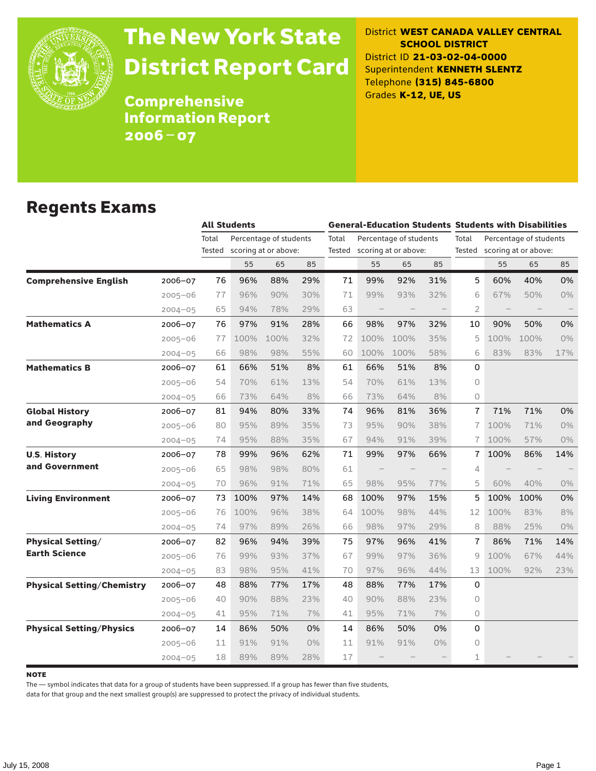# The New York State District Report Card

## Comprehensive Information Report 2006–07

District **WEST CANADA VALLEY CENTRAL SCHOOL DISTRICT**
District ID **21-03-02-04-0000**
Superintendent **KENNETH SLENTZ**
Telephone **(315) 845-6800**
Grades **K-12, UE, US**

## Regents Exams

| | | All Students | | | | General-Education Students | | | | Students with Disabilities | | | |
|---|---|---|---|---|---|---|---|---|---|---|---|---|---|
| | | Total Tested | Percentage of students scoring at or above: | | | Total Tested | Percentage of students scoring at or above: | | | Total Tested | Percentage of students scoring at or above: | | |
| | | | 55 | 65 | 85 | | 55 | 65 | 85 | | 55 | 65 | 85 |
| **Comprehensive English** | 2006–07 | 76 | 96% | 88% | 29% | 71 | 99% | 92% | 31% | 5 | 60% | 40% | 0% |
| | 2005–06 | 77 | 96% | 90% | 30% | 71 | 99% | 93% | 32% | 6 | 67% | 50% | 0% |
| | 2004–05 | 65 | 94% | 78% | 29% | 63 | – | – | – | 2 | – | – | – |
| **Mathematics A** | 2006–07 | 76 | 97% | 91% | 28% | 66 | 98% | 97% | 32% | 10 | 90% | 50% | 0% |
| | 2005–06 | 77 | 100% | 100% | 32% | 72 | 100% | 100% | 35% | 5 | 100% | 100% | 0% |
| | 2004–05 | 66 | 98% | 98% | 55% | 60 | 100% | 100% | 58% | 6 | 83% | 83% | 17% |
| **Mathematics B** | 2006–07 | 61 | 66% | 51% | 8% | 61 | 66% | 51% | 8% | 0 | | | |
| | 2005–06 | 54 | 70% | 61% | 13% | 54 | 70% | 61% | 13% | 0 | | | |
| | 2004–05 | 66 | 73% | 64% | 8% | 66 | 73% | 64% | 8% | 0 | | | |
| **Global History and Geography** | 2006–07 | 81 | 94% | 80% | 33% | 74 | 96% | 81% | 36% | 7 | 71% | 71% | 0% |
| | 2005–06 | 80 | 95% | 89% | 35% | 73 | 95% | 90% | 38% | 7 | 100% | 71% | 0% |
| | 2004–05 | 74 | 95% | 88% | 35% | 67 | 94% | 91% | 39% | 7 | 100% | 57% | 0% |
| **U.S. History and Government** | 2006–07 | 78 | 99% | 96% | 62% | 71 | 99% | 97% | 66% | 7 | 100% | 86% | 14% |
| | 2005–06 | 65 | 98% | 98% | 80% | 61 | – | – | – | 4 | – | – | – |
| | 2004–05 | 70 | 96% | 91% | 71% | 65 | 98% | 95% | 77% | 5 | 60% | 40% | 0% |
| **Living Environment** | 2006–07 | 73 | 100% | 97% | 14% | 68 | 100% | 97% | 15% | 5 | 100% | 100% | 0% |
| | 2005–06 | 76 | 100% | 96% | 38% | 64 | 100% | 98% | 44% | 12 | 100% | 83% | 8% |
| | 2004–05 | 74 | 97% | 89% | 26% | 66 | 98% | 97% | 29% | 8 | 88% | 25% | 0% |
| **Physical Setting/ Earth Science** | 2006–07 | 82 | 96% | 94% | 39% | 75 | 97% | 96% | 41% | 7 | 86% | 71% | 14% |
| | 2005–06 | 76 | 99% | 93% | 37% | 67 | 99% | 97% | 36% | 9 | 100% | 67% | 44% |
| | 2004–05 | 83 | 98% | 95% | 41% | 70 | 97% | 96% | 44% | 13 | 100% | 92% | 23% |
| **Physical Setting/Chemistry** | 2006–07 | 48 | 88% | 77% | 17% | 48 | 88% | 77% | 17% | 0 | | | |
| | 2005–06 | 40 | 90% | 88% | 23% | 40 | 90% | 88% | 23% | 0 | | | |
| | 2004–05 | 41 | 95% | 71% | 7% | 41 | 95% | 71% | 7% | 0 | | | |
| **Physical Setting/Physics** | 2006–07 | 14 | 86% | 50% | 0% | 14 | 86% | 50% | 0% | 0 | | | |
| | 2005–06 | 11 | 91% | 91% | 0% | 11 | 91% | 91% | 0% | 0 | | | |
| | 2004–05 | 18 | 89% | 89% | 28% | 17 | – | – | – | 1 | – | – | – |

**NOTE**

The — symbol indicates that data for a group of students have been suppressed. If a group has fewer than five students, data for that group and the next smallest group(s) are suppressed to protect the privacy of individual students.

July 15, 2008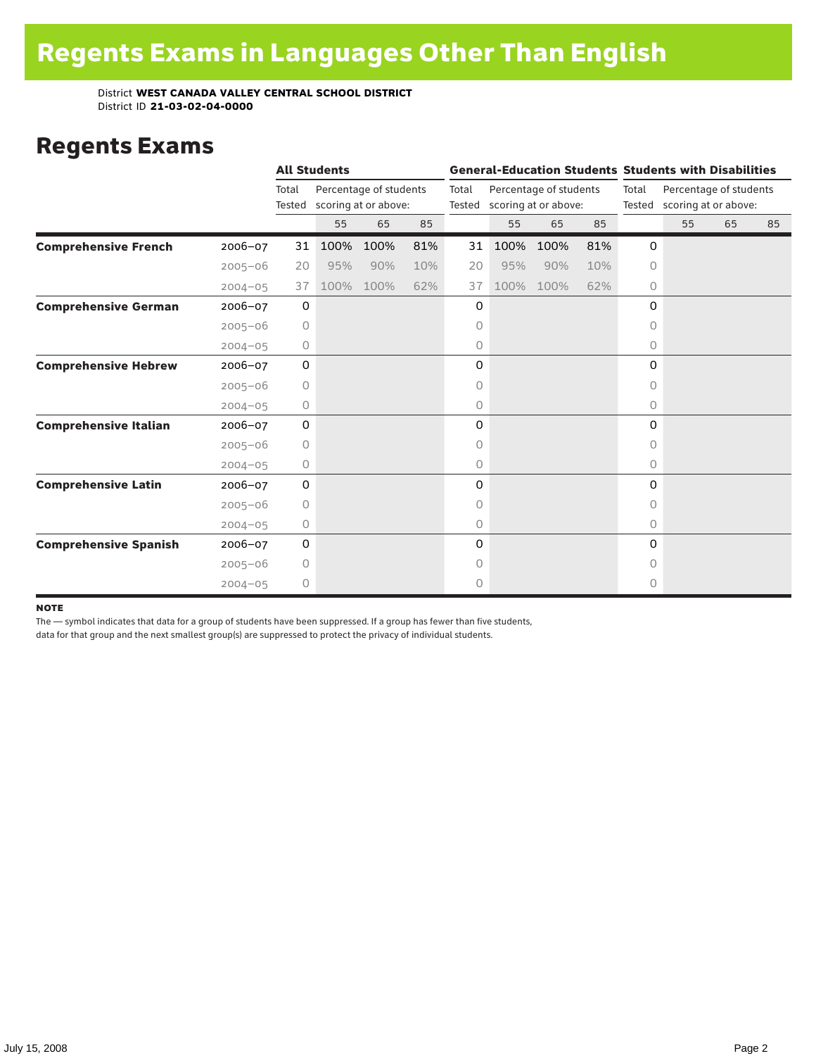# Regents Exams in Languages Other Than English

District **WEST CANADA VALLEY CENTRAL SCHOOL DISTRICT**
District ID **21-03-02-04-0000**

## Regents Exams

| | | All Students | | | | General-Education Students | | | | Students with Disabilities | | | |
|---|---|---|---|---|---|---|---|---|---|---|---|---|---|
| | | Total Tested | Percentage of students scoring at or above: | | | Total Tested | Percentage of students scoring at or above: | | | Total Tested | Percentage of students scoring at or above: | | |
| | | | 55 | 65 | 85 | | 55 | 65 | 85 | | 55 | 65 | 85 |
| **Comprehensive French** | 2006–07 | 31 | 100% | 100% | 81% | 31 | 100% | 100% | 81% | 0 | | | |
| | 2005–06 | 20 | 95% | 90% | 10% | 20 | 95% | 90% | 10% | 0 | | | |
| | 2004–05 | 37 | 100% | 100% | 62% | 37 | 100% | 100% | 62% | 0 | | | |
| **Comprehensive German** | 2006–07 | 0 | | | | 0 | | | | 0 | | | |
| | 2005–06 | 0 | | | | 0 | | | | 0 | | | |
| | 2004–05 | 0 | | | | 0 | | | | 0 | | | |
| **Comprehensive Hebrew** | 2006–07 | 0 | | | | 0 | | | | 0 | | | |
| | 2005–06 | 0 | | | | 0 | | | | 0 | | | |
| | 2004–05 | 0 | | | | 0 | | | | 0 | | | |
| **Comprehensive Italian** | 2006–07 | 0 | | | | 0 | | | | 0 | | | |
| | 2005–06 | 0 | | | | 0 | | | | 0 | | | |
| | 2004–05 | 0 | | | | 0 | | | | 0 | | | |
| **Comprehensive Latin** | 2006–07 | 0 | | | | 0 | | | | 0 | | | |
| | 2005–06 | 0 | | | | 0 | | | | 0 | | | |
| | 2004–05 | 0 | | | | 0 | | | | 0 | | | |
| **Comprehensive Spanish** | 2006–07 | 0 | | | | 0 | | | | 0 | | | |
| | 2005–06 | 0 | | | | 0 | | | | 0 | | | |
| | 2004–05 | 0 | | | | 0 | | | | 0 | | | |

**NOTE**

The — symbol indicates that data for a group of students have been suppressed. If a group has fewer than five students, data for that group and the next smallest group(s) are suppressed to protect the privacy of individual students.

July 15, 2008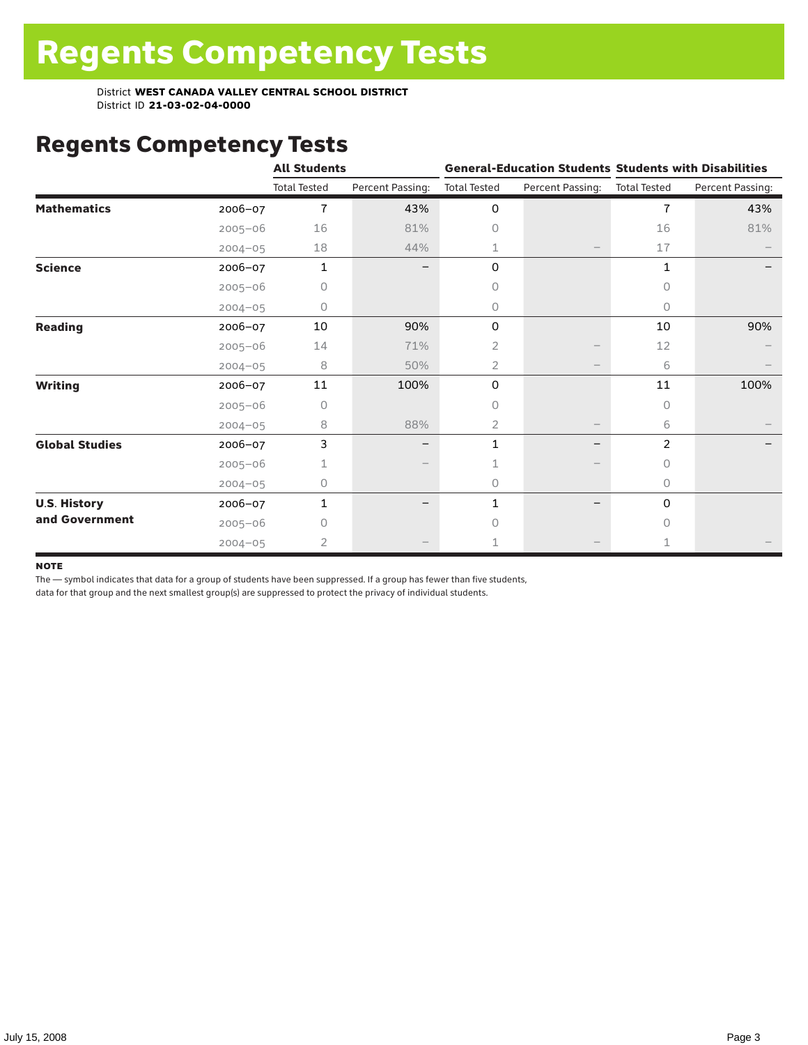# Regents Competency Tests

District **WEST CANADA VALLEY CENTRAL SCHOOL DISTRICT**
District ID **21-03-02-04-0000**

## Regents Competency Tests

| | | All Students | | General-Education Students | | Students with Disabilities | |
|---|---|---|---|---|---|---|---|
| | | Total Tested | Percent Passing: | Total Tested | Percent Passing: | Total Tested | Percent Passing: |
| **Mathematics** | 2006–07 | 7 | 43% | 0 | | 7 | 43% |
| | 2005–06 | 16 | 81% | 0 | | 16 | 81% |
| | 2004–05 | 18 | 44% | 1 | – | 17 | – |
| **Science** | 2006–07 | 1 | – | 0 | | 1 | – |
| | 2005–06 | 0 | | 0 | | 0 | |
| | 2004–05 | 0 | | 0 | | 0 | |
| **Reading** | 2006–07 | 10 | 90% | 0 | | 10 | 90% |
| | 2005–06 | 14 | 71% | 2 | – | 12 | – |
| | 2004–05 | 8 | 50% | 2 | – | 6 | – |
| **Writing** | 2006–07 | 11 | 100% | 0 | | 11 | 100% |
| | 2005–06 | 0 | | 0 | | 0 | |
| | 2004–05 | 8 | 88% | 2 | – | 6 | – |
| **Global Studies** | 2006–07 | 3 | – | 1 | – | 2 | – |
| | 2005–06 | 1 | – | 1 | – | 0 | |
| | 2004–05 | 0 | | 0 | | 0 | |
| **U.S. History and Government** | 2006–07 | 1 | – | 1 | – | 0 | |
| | 2005–06 | 0 | | 0 | | 0 | |
| | 2004–05 | 2 | – | 1 | – | 1 | – |

**NOTE**

The — symbol indicates that data for a group of students have been suppressed. If a group has fewer than five students, data for that group and the next smallest group(s) are suppressed to protect the privacy of individual students.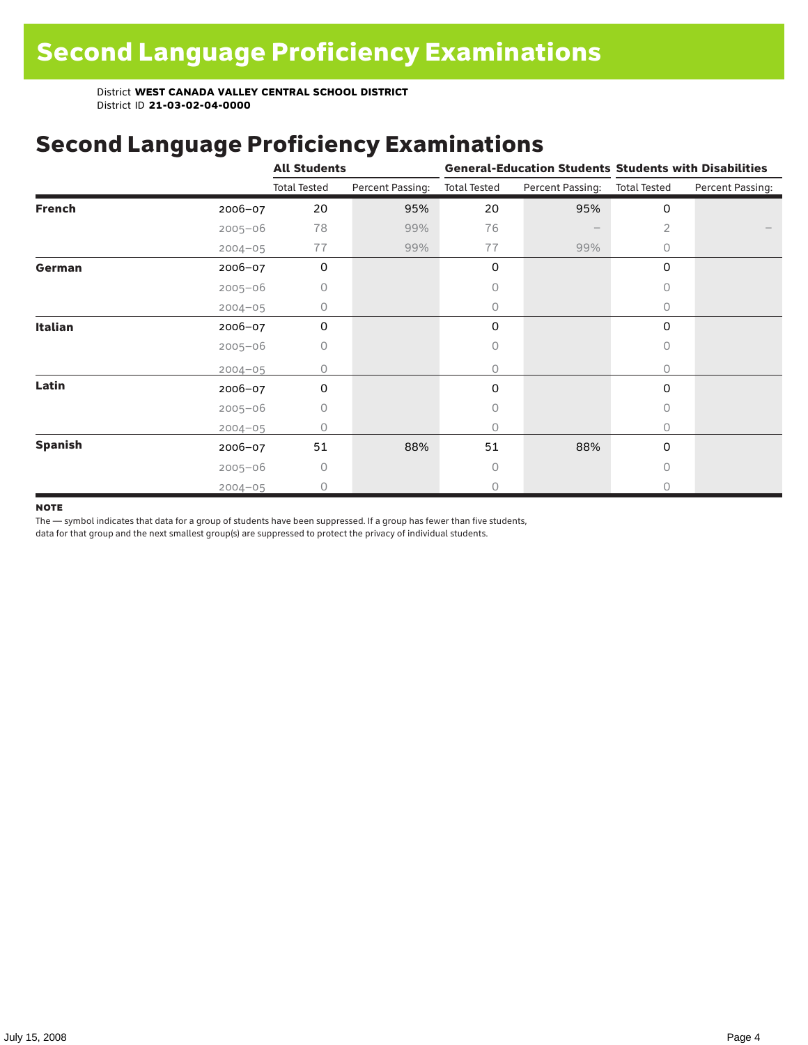# Second Language Proficiency Examinations

District **WEST CANADA VALLEY CENTRAL SCHOOL DISTRICT**
District ID **21-03-02-04-0000**

## Second Language Proficiency Examinations

| | | All Students | | General-Education Students | | Students with Disabilities | |
|---|---|---|---|---|---|---|---|
| | | Total Tested | Percent Passing: | Total Tested | Percent Passing: | Total Tested | Percent Passing: |
| **French** | 2006–07 | 20 | 95% | 20 | 95% | 0 | |
| | 2005–06 | 78 | 99% | 76 | – | 2 | – |
| | 2004–05 | 77 | 99% | 77 | 99% | 0 | |
| **German** | 2006–07 | 0 | | 0 | | 0 | |
| | 2005–06 | 0 | | 0 | | 0 | |
| | 2004–05 | 0 | | 0 | | 0 | |
| **Italian** | 2006–07 | 0 | | 0 | | 0 | |
| | 2005–06 | 0 | | 0 | | 0 | |
| | 2004–05 | 0 | | 0 | | 0 | |
| **Latin** | 2006–07 | 0 | | 0 | | 0 | |
| | 2005–06 | 0 | | 0 | | 0 | |
| | 2004–05 | 0 | | 0 | | 0 | |
| **Spanish** | 2006–07 | 51 | 88% | 51 | 88% | 0 | |
| | 2005–06 | 0 | | 0 | | 0 | |
| | 2004–05 | 0 | | 0 | | 0 | |

**NOTE**

The — symbol indicates that data for a group of students have been suppressed. If a group has fewer than five students, data for that group and the next smallest group(s) are suppressed to protect the privacy of individual students.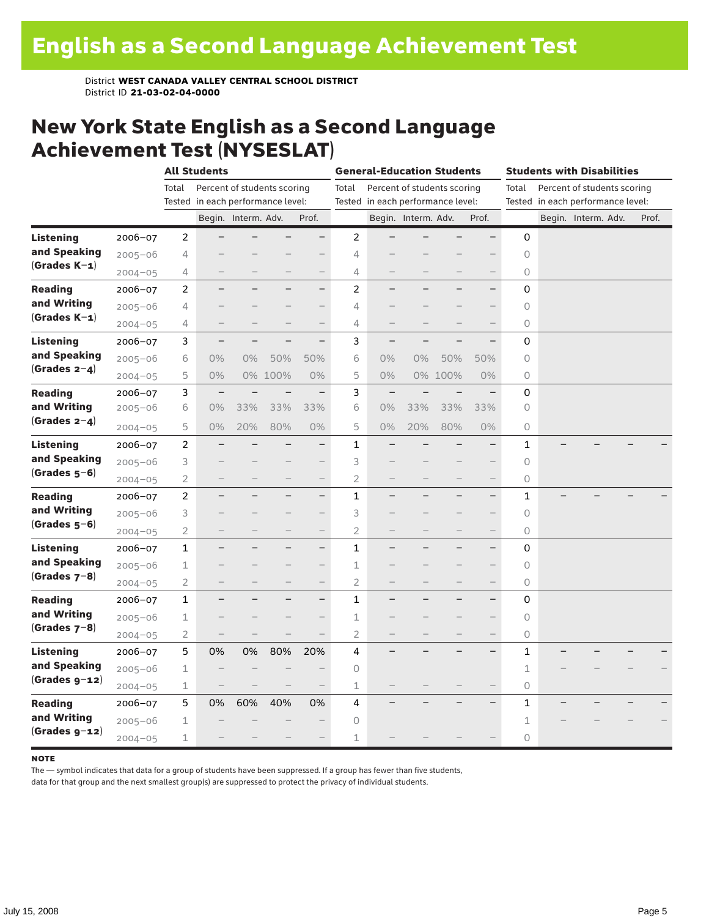# English as a Second Language Achievement Test

District **WEST CANADA VALLEY CENTRAL SCHOOL DISTRICT**
District ID **21-03-02-04-0000**

## New York State English as a Second Language Achievement Test (NYSESLAT)

| | | All Students | | | | | General-Education Students | | | | | Students with Disabilities | | | | |
|---|---|---|---|---|---|---|---|---|---|---|---|---|---|---|---|---|
| | | Total Tested | Percent of students scoring in each performance level: | | | | Total Tested | Percent of students scoring in each performance level: | | | | Total Tested | Percent of students scoring in each performance level: | | | |
| | | | Begin. | Interm. | Adv. | Prof. | | Begin. | Interm. | Adv. | Prof. | | Begin. | Interm. | Adv. | Prof. |
| **Listening and Speaking (Grades K–1)** | 2006–07 | 2 | – | – | – | – | 2 | – | – | – | – | 0 | | | | |
| | 2005–06 | 4 | – | – | – | – | 4 | – | – | – | – | 0 | | | | |
| | 2004–05 | 4 | – | – | – | – | 4 | – | – | – | – | 0 | | | | |
| **Reading and Writing (Grades K–1)** | 2006–07 | 2 | – | – | – | – | 2 | – | – | – | – | 0 | | | | |
| | 2005–06 | 4 | – | – | – | – | 4 | – | – | – | – | 0 | | | | |
| | 2004–05 | 4 | – | – | – | – | 4 | – | – | – | – | 0 | | | | |
| **Listening and Speaking (Grades 2–4)** | 2006–07 | 3 | – | – | – | – | 3 | – | – | – | – | 0 | | | | |
| | 2005–06 | 6 | 0% | 0% | 50% | 50% | 6 | 0% | 0% | 50% | 50% | 0 | | | | |
| | 2004–05 | 5 | 0% | 0% | 100% | 0% | 5 | 0% | 0% | 100% | 0% | 0 | | | | |
| **Reading and Writing (Grades 2–4)** | 2006–07 | 3 | – | – | – | – | 3 | – | – | – | – | 0 | | | | |
| | 2005–06 | 6 | 0% | 33% | 33% | 33% | 6 | 0% | 33% | 33% | 33% | 0 | | | | |
| | 2004–05 | 5 | 0% | 20% | 80% | 0% | 5 | 0% | 20% | 80% | 0% | 0 | | | | |
| **Listening and Speaking (Grades 5–6)** | 2006–07 | 2 | – | – | – | – | 1 | – | – | – | – | 1 | – | – | – | – |
| | 2005–06 | 3 | – | – | – | – | 3 | – | – | – | – | 0 | | | | |
| | 2004–05 | 2 | – | – | – | – | 2 | – | – | – | – | 0 | | | | |
| **Reading and Writing (Grades 5–6)** | 2006–07 | 2 | – | – | – | – | 1 | – | – | – | – | 1 | – | – | – | – |
| | 2005–06 | 3 | – | – | – | – | 3 | – | – | – | – | 0 | | | | |
| | 2004–05 | 2 | – | – | – | – | 2 | – | – | – | – | 0 | | | | |
| **Listening and Speaking (Grades 7–8)** | 2006–07 | 1 | – | – | – | – | 1 | – | – | – | – | 0 | | | | |
| | 2005–06 | 1 | – | – | – | – | 1 | – | – | – | – | 0 | | | | |
| | 2004–05 | 2 | – | – | – | – | 2 | – | – | – | – | 0 | | | | |
| **Reading and Writing (Grades 7–8)** | 2006–07 | 1 | – | – | – | – | 1 | – | – | – | – | 0 | | | | |
| | 2005–06 | 1 | – | – | – | – | 1 | – | – | – | – | 0 | | | | |
| | 2004–05 | 2 | – | – | – | – | 2 | – | – | – | – | 0 | | | | |
| **Listening and Speaking (Grades 9–12)** | 2006–07 | 5 | 0% | 0% | 80% | 20% | 4 | – | – | – | – | 1 | – | – | – | – |
| | 2005–06 | 1 | – | – | – | – | 0 | | | | | 1 | – | – | – | – |
| | 2004–05 | 1 | – | – | – | – | 1 | – | – | – | – | 0 | | | | |
| **Reading and Writing (Grades 9–12)** | 2006–07 | 5 | 0% | 60% | 40% | 0% | 4 | – | – | – | – | 1 | – | – | – | – |
| | 2005–06 | 1 | – | – | – | – | 0 | | | | | 1 | – | – | – | – |
| | 2004–05 | 1 | – | – | – | – | 1 | – | – | – | – | 0 | | | | |

**NOTE**
The — symbol indicates that data for a group of students have been suppressed. If a group has fewer than five students, data for that group and the next smallest group(s) are suppressed to protect the privacy of individual students.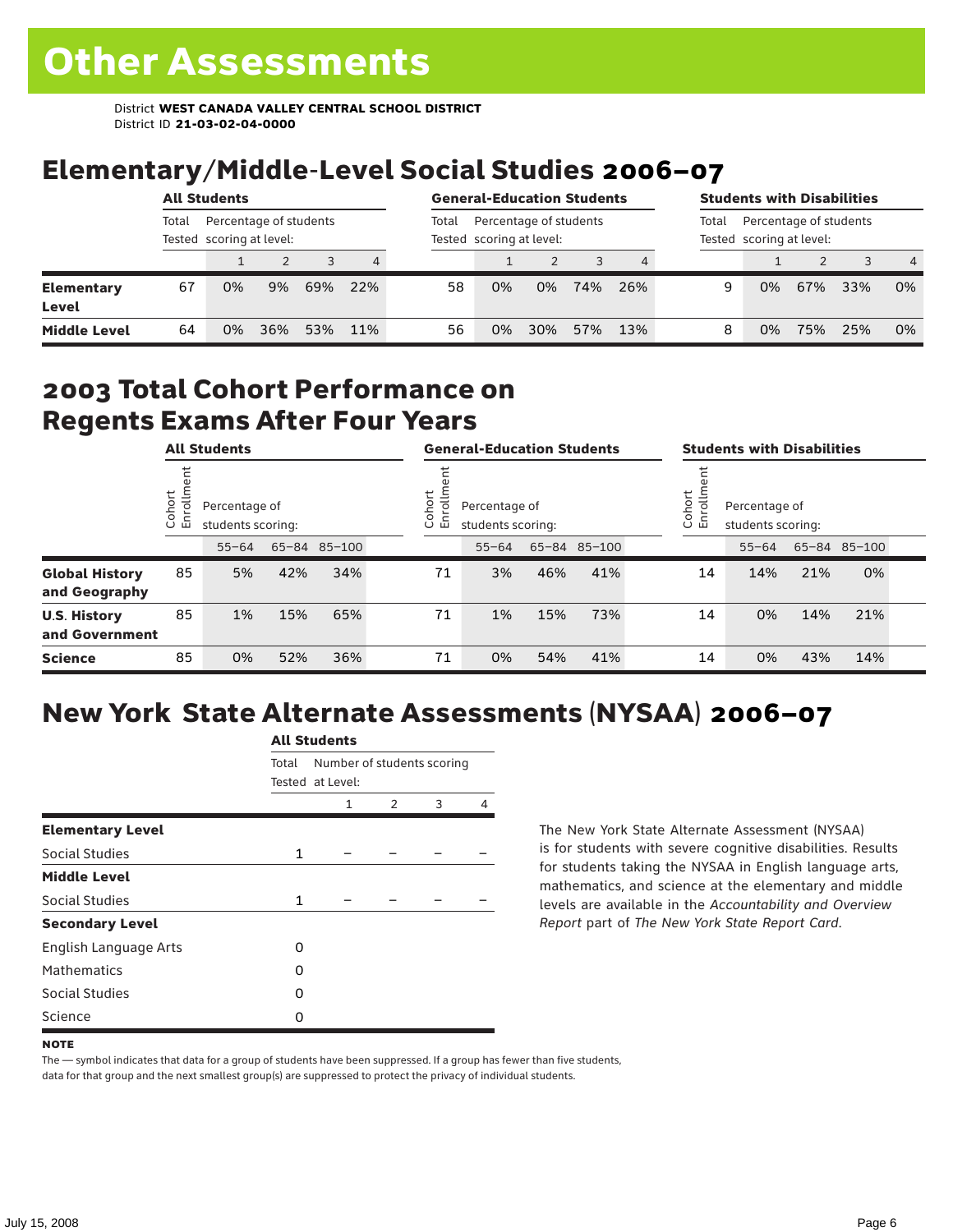# Other Assessments

District **WEST CANADA VALLEY CENTRAL SCHOOL DISTRICT**
District ID **21-03-02-04-0000**

## Elementary/Middle-Level Social Studies 2006–07

| | All Students | | | | | General-Education Students | | | | | Students with Disabilities | | | | |
|---|---|---|---|---|---|---|---|---|---|---|---|---|---|---|---|
| | Total Tested | Percentage of students scoring at level: | | | | Total Tested | Percentage of students scoring at level: | | | | Total Tested | Percentage of students scoring at level: | | | |
| | | 1 | 2 | 3 | 4 | | 1 | 2 | 3 | 4 | | 1 | 2 | 3 | 4 |
| **Elementary Level** | 67 | 0% | 9% | 69% | 22% | 58 | 0% | 0% | 74% | 26% | 9 | 0% | 67% | 33% | 0% |
| **Middle Level** | 64 | 0% | 36% | 53% | 11% | 56 | 0% | 30% | 57% | 13% | 8 | 0% | 75% | 25% | 0% |

## 2003 Total Cohort Performance on Regents Exams After Four Years

| | All Students | | | | General-Education Students | | | | Students with Disabilities | | | |
|---|---|---|---|---|---|---|---|---|---|---|---|---|
| | Cohort Enrollment | Percentage of students scoring: | | | Cohort Enrollment | Percentage of students scoring: | | | Cohort Enrollment | Percentage of students scoring: | | |
| | | 55–64 | 65–84 | 85–100 | | 55–64 | 65–84 | 85–100 | | 55–64 | 65–84 | 85–100 |
| **Global History and Geography** | 85 | 5% | 42% | 34% | 71 | 3% | 46% | 41% | 14 | 14% | 21% | 0% |
| **U.S. History and Government** | 85 | 1% | 15% | 65% | 71 | 1% | 15% | 73% | 14 | 0% | 14% | 21% |
| **Science** | 85 | 0% | 52% | 36% | 71 | 0% | 54% | 41% | 14 | 0% | 43% | 14% |

## New York State Alternate Assessments (NYSAA) 2006–07

| | All Students | | | | |
|---|---|---|---|---|---|
| | Total Tested | Number of students scoring at Level: | | | |
| | | 1 | 2 | 3 | 4 |
| **Elementary Level** | | | | | |
| Social Studies | 1 | – | – | – | – |
| **Middle Level** | | | | | |
| Social Studies | 1 | – | – | – | – |
| **Secondary Level** | | | | | |
| English Language Arts | 0 | | | | |
| Mathematics | 0 | | | | |
| Social Studies | 0 | | | | |
| Science | 0 | | | | |

The New York State Alternate Assessment (NYSAA) is for students with severe cognitive disabilities. Results for students taking the NYSAA in English language arts, mathematics, and science at the elementary and middle levels are available in the *Accountability and Overview Report* part of *The New York State Report Card*.

**NOTE**

The — symbol indicates that data for a group of students have been suppressed. If a group has fewer than five students, data for that group and the next smallest group(s) are suppressed to protect the privacy of individual students.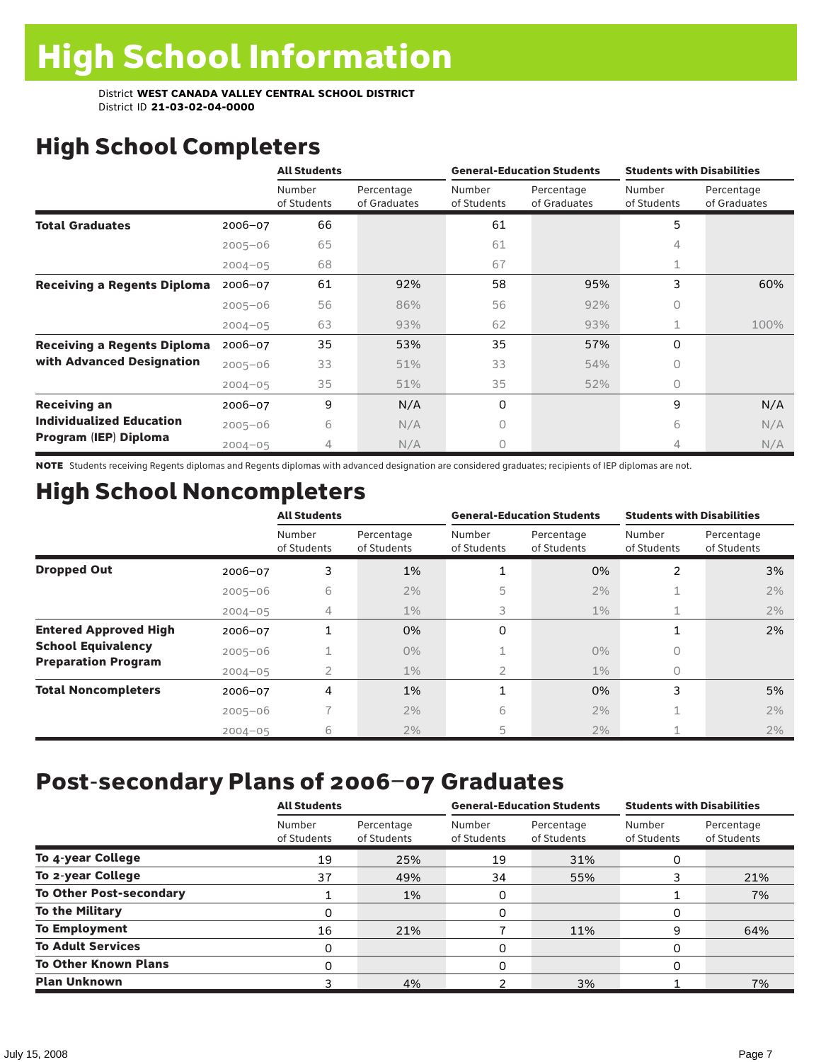# High School Information

District **WEST CANADA VALLEY CENTRAL SCHOOL DISTRICT**
District ID **21-03-02-04-0000**

## High School Completers

| | | All Students | | General-Education Students | | Students with Disabilities | |
|---|---|---|---|---|---|---|---|
| | | Number of Students | Percentage of Graduates | Number of Students | Percentage of Graduates | Number of Students | Percentage of Graduates |
| **Total Graduates** | 2006–07 | 66 | | 61 | | 5 | |
| | 2005–06 | 65 | | 61 | | 4 | |
| | 2004–05 | 68 | | 67 | | 1 | |
| **Receiving a Regents Diploma** | 2006–07 | 61 | 92% | 58 | 95% | 3 | 60% |
| | 2005–06 | 56 | 86% | 56 | 92% | 0 | |
| | 2004–05 | 63 | 93% | 62 | 93% | 1 | 100% |
| **Receiving a Regents Diploma with Advanced Designation** | 2006–07 | 35 | 53% | 35 | 57% | 0 | |
| | 2005–06 | 33 | 51% | 33 | 54% | 0 | |
| | 2004–05 | 35 | 51% | 35 | 52% | 0 | |
| **Receiving an Individualized Education Program (IEP) Diploma** | 2006–07 | 9 | N/A | 0 | | 9 | N/A |
| | 2005–06 | 6 | N/A | 0 | | 6 | N/A |
| | 2004–05 | 4 | N/A | 0 | | 4 | N/A |

**NOTE** Students receiving Regents diplomas and Regents diplomas with advanced designation are considered graduates; recipients of IEP diplomas are not.

## High School Noncompleters

| | | All Students | | General-Education Students | | Students with Disabilities | |
|---|---|---|---|---|---|---|---|
| | | Number of Students | Percentage of Students | Number of Students | Percentage of Students | Number of Students | Percentage of Students |
| **Dropped Out** | 2006–07 | 3 | 1% | 1 | 0% | 2 | 3% |
| | 2005–06 | 6 | 2% | 5 | 2% | 1 | 2% |
| | 2004–05 | 4 | 1% | 3 | 1% | 1 | 2% |
| **Entered Approved High School Equivalency Preparation Program** | 2006–07 | 1 | 0% | 0 | | 1 | 2% |
| | 2005–06 | 1 | 0% | 1 | 0% | 0 | |
| | 2004–05 | 2 | 1% | 2 | 1% | 0 | |
| **Total Noncompleters** | 2006–07 | 4 | 1% | 1 | 0% | 3 | 5% |
| | 2005–06 | 7 | 2% | 6 | 2% | 1 | 2% |
| | 2004–05 | 6 | 2% | 5 | 2% | 1 | 2% |

## Post-secondary Plans of 2006–07 Graduates

| | All Students | | General-Education Students | | Students with Disabilities | |
|---|---|---|---|---|---|---|
| | Number of Students | Percentage of Students | Number of Students | Percentage of Students | Number of Students | Percentage of Students |
| **To 4-year College** | 19 | 25% | 19 | 31% | 0 | |
| **To 2-year College** | 37 | 49% | 34 | 55% | 3 | 21% |
| **To Other Post-secondary** | 1 | 1% | 0 | | 1 | 7% |
| **To the Military** | 0 | | 0 | | 0 | |
| **To Employment** | 16 | 21% | 7 | 11% | 9 | 64% |
| **To Adult Services** | 0 | | 0 | | 0 | |
| **To Other Known Plans** | 0 | | 0 | | 0 | |
| **Plan Unknown** | 3 | 4% | 2 | 3% | 1 | 7% |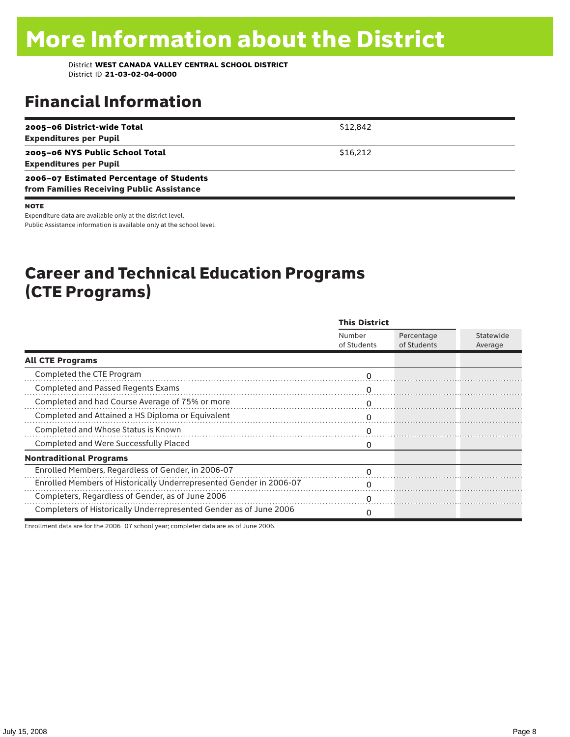# More Information about the District

District **WEST CANADA VALLEY CENTRAL SCHOOL DISTRICT**
District ID **21-03-02-04-0000**

## Financial Information

| | |
|---|---|
| **2005–06 District-wide Total Expenditures per Pupil** | $12,842 |
| **2005–06 NYS Public School Total Expenditures per Pupil** | $16,212 |
| **2006–07 Estimated Percentage of Students from Families Receiving Public Assistance** | |

**NOTE**
Expenditure data are available only at the district level.
Public Assistance information is available only at the school level.

## Career and Technical Education Programs (CTE Programs)

| | This District | | |
|---|---|---|---|
| | Number of Students | Percentage of Students | Statewide Average |
| **All CTE Programs** | | | |
| Completed the CTE Program | 0 | | |
| Completed and Passed Regents Exams | 0 | | |
| Completed and had Course Average of 75% or more | 0 | | |
| Completed and Attained a HS Diploma or Equivalent | 0 | | |
| Completed and Whose Status is Known | 0 | | |
| Completed and Were Successfully Placed | 0 | | |
| **Nontraditional Programs** | | | |
| Enrolled Members, Regardless of Gender, in 2006-07 | 0 | | |
| Enrolled Members of Historically Underrepresented Gender in 2006-07 | 0 | | |
| Completers, Regardless of Gender, as of June 2006 | 0 | | |
| Completers of Historically Underrepresented Gender as of June 2006 | 0 | | |

Enrollment data are for the 2006–07 school year; completer data are as of June 2006.